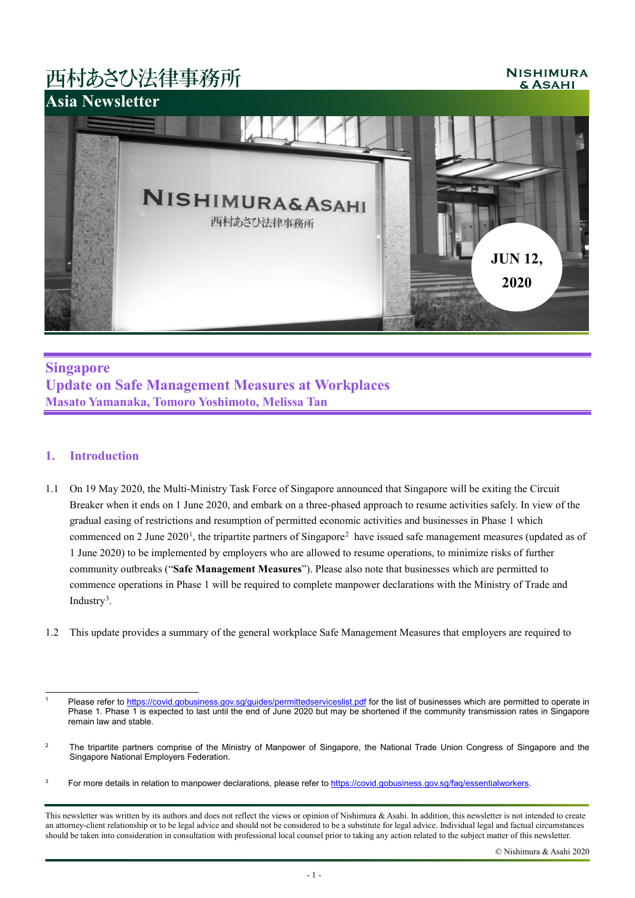西村あさひ法律事務所

NISHIMURA & ASAHI

# Asia Newsletter

JUN 12, 2020

## Singapore
## Update on Safe Management Measures at Workplaces
**Masato Yamanaka, Tomoro Yoshimoto, Melissa Tan**

### 1. Introduction

1.1 On 19 May 2020, the Multi-Ministry Task Force of Singapore announced that Singapore will be exiting the Circuit Breaker when it ends on 1 June 2020, and embark on a three-phased approach to resume activities safely. In view of the gradual easing of restrictions and resumption of permitted economic activities and businesses in Phase 1 which commenced on 2 June 2020[1], the tripartite partners of Singapore[2] have issued safe management measures (updated as of 1 June 2020) to be implemented by employers who are allowed to resume operations, to minimize risks of further community outbreaks ("**Safe Management Measures**"). Please also note that businesses which are permitted to commence operations in Phase 1 will be required to complete manpower declarations with the Ministry of Trade and Industry[3].

1.2 This update provides a summary of the general workplace Safe Management Measures that employers are required to

---

[1] Please refer to https://covid.gobusiness.gov.sg/guides/permittedserviceslist.pdf for the list of businesses which are permitted to operate in Phase 1. Phase 1 is expected to last until the end of June 2020 but may be shortened if the community transmission rates in Singapore remain law and stable.

[2] The tripartite partners comprise of the Ministry of Manpower of Singapore, the National Trade Union Congress of Singapore and the Singapore National Employers Federation.

[3] For more details in relation to manpower declarations, please refer to https://covid.gobusiness.gov.sg/faq/essentialworkers.

This newsletter was written by its authors and does not reflect the views or opinion of Nishimura & Asahi. In addition, this newsletter is not intended to create an attorney-client relationship or to be legal advice and should not be considered to be a substitute for legal advice. Individual legal and factual circumstances should be taken into consideration in consultation with professional local counsel prior to taking any action related to the subject matter of this newsletter.

© Nishimura & Asahi 2020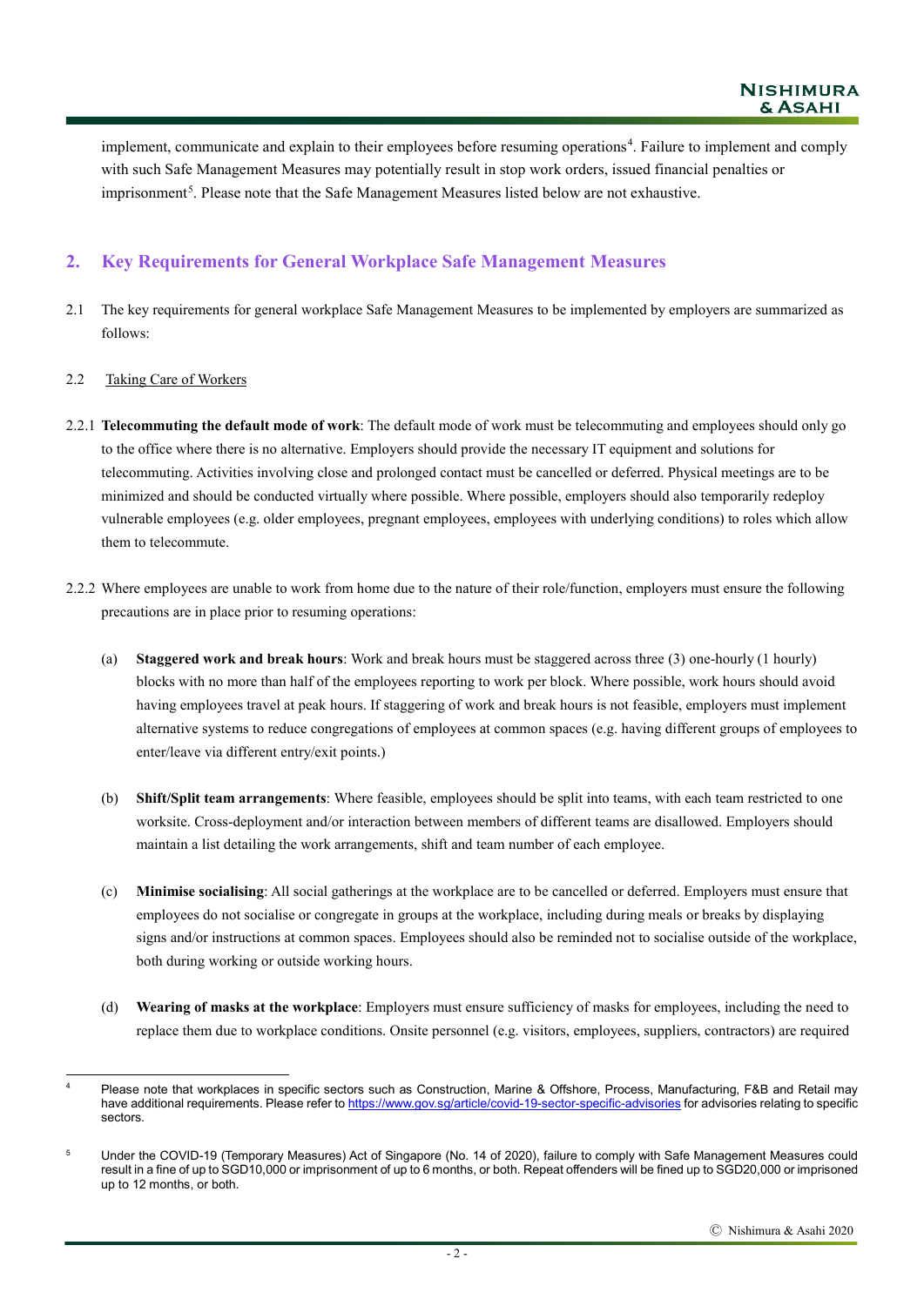implement, communicate and explain to their employees before resuming operations[4]. Failure to implement and comply with such Safe Management Measures may potentially result in stop work orders, issued financial penalties or imprisonment[5]. Please note that the Safe Management Measures listed below are not exhaustive.

## 2. Key Requirements for General Workplace Safe Management Measures

2.1 The key requirements for general workplace Safe Management Measures to be implemented by employers are summarized as follows:

2.2 Taking Care of Workers

2.2.1 **Telecommuting the default mode of work**: The default mode of work must be telecommuting and employees should only go to the office where there is no alternative. Employers should provide the necessary IT equipment and solutions for telecommuting. Activities involving close and prolonged contact must be cancelled or deferred. Physical meetings are to be minimized and should be conducted virtually where possible. Where possible, employers should also temporarily redeploy vulnerable employees (e.g. older employees, pregnant employees, employees with underlying conditions) to roles which allow them to telecommute.

2.2.2 Where employees are unable to work from home due to the nature of their role/function, employers must ensure the following precautions are in place prior to resuming operations:

(a) **Staggered work and break hours**: Work and break hours must be staggered across three (3) one-hourly (1 hourly) blocks with no more than half of the employees reporting to work per block. Where possible, work hours should avoid having employees travel at peak hours. If staggering of work and break hours is not feasible, employers must implement alternative systems to reduce congregations of employees at common spaces (e.g. having different groups of employees to enter/leave via different entry/exit points.)

(b) **Shift/Split team arrangements**: Where feasible, employees should be split into teams, with each team restricted to one worksite. Cross-deployment and/or interaction between members of different teams are disallowed. Employers should maintain a list detailing the work arrangements, shift and team number of each employee.

(c) **Minimise socialising**: All social gatherings at the workplace are to be cancelled or deferred. Employers must ensure that employees do not socialise or congregate in groups at the workplace, including during meals or breaks by displaying signs and/or instructions at common spaces. Employees should also be reminded not to socialise outside of the workplace, both during working or outside working hours.

(d) **Wearing of masks at the workplace**: Employers must ensure sufficiency of masks for employees, including the need to replace them due to workplace conditions. Onsite personnel (e.g. visitors, employees, suppliers, contractors) are required

---

[4] Please note that workplaces in specific sectors such as Construction, Marine & Offshore, Process, Manufacturing, F&B and Retail may have additional requirements. Please refer to https://www.gov.sg/article/covid-19-sector-specific-advisories for advisories relating to specific sectors.

[5] Under the COVID-19 (Temporary Measures) Act of Singapore (No. 14 of 2020), failure to comply with Safe Management Measures could result in a fine of up to SGD10,000 or imprisonment of up to 6 months, or both. Repeat offenders will be fined up to SGD20,000 or imprisoned up to 12 months, or both.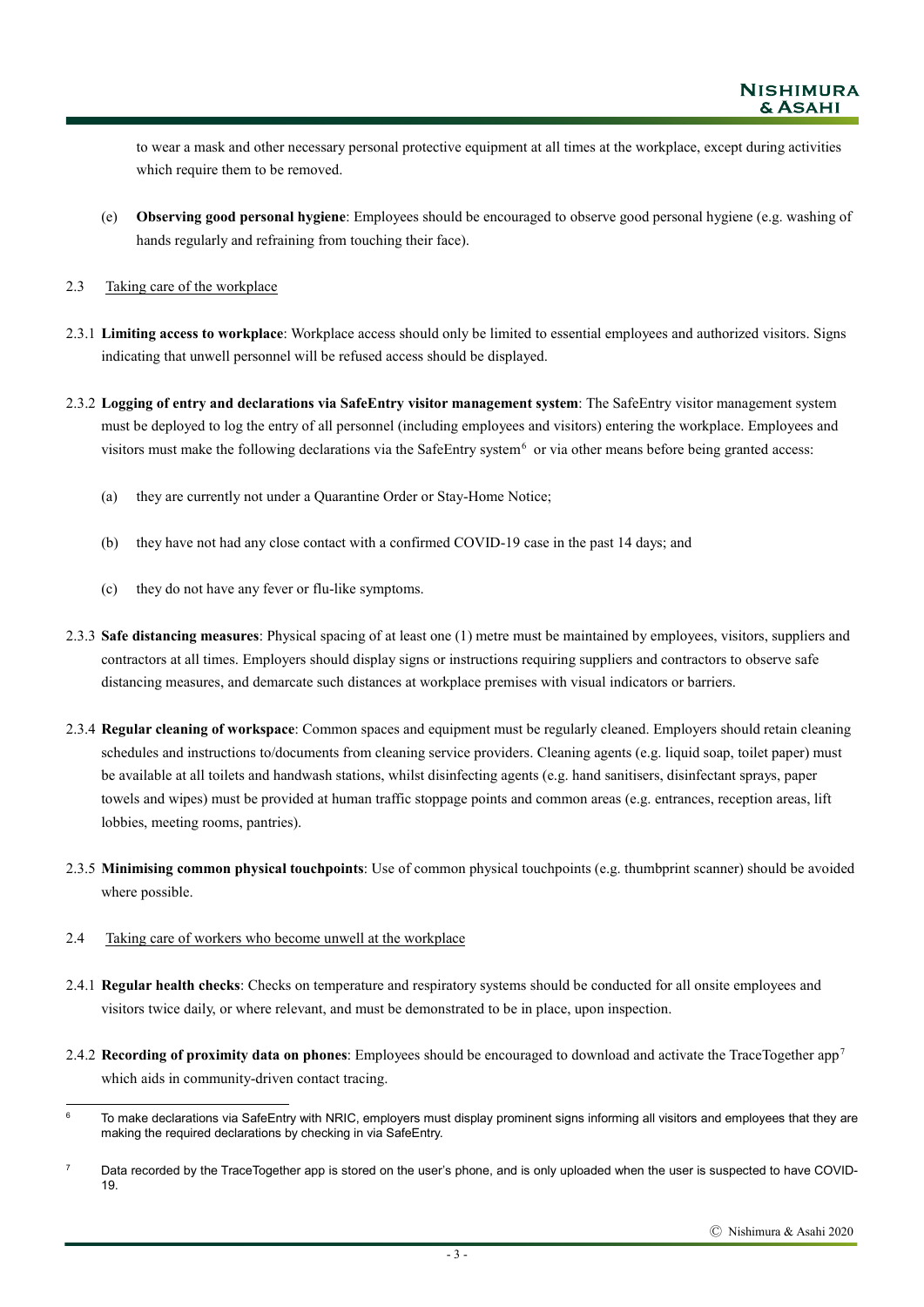to wear a mask and other necessary personal protective equipment at all times at the workplace, except during activities which require them to be removed.

(e) **Observing good personal hygiene**: Employees should be encouraged to observe good personal hygiene (e.g. washing of hands regularly and refraining from touching their face).

2.3 Taking care of the workplace

2.3.1 **Limiting access to workplace**: Workplace access should only be limited to essential employees and authorized visitors. Signs indicating that unwell personnel will be refused access should be displayed.

2.3.2 **Logging of entry and declarations via SafeEntry visitor management system**: The SafeEntry visitor management system must be deployed to log the entry of all personnel (including employees and visitors) entering the workplace. Employees and visitors must make the following declarations via the SafeEntry system[6] or via other means before being granted access:

(a) they are currently not under a Quarantine Order or Stay-Home Notice;

(b) they have not had any close contact with a confirmed COVID-19 case in the past 14 days; and

(c) they do not have any fever or flu-like symptoms.

2.3.3 **Safe distancing measures**: Physical spacing of at least one (1) metre must be maintained by employees, visitors, suppliers and contractors at all times. Employers should display signs or instructions requiring suppliers and contractors to observe safe distancing measures, and demarcate such distances at workplace premises with visual indicators or barriers.

2.3.4 **Regular cleaning of workspace**: Common spaces and equipment must be regularly cleaned. Employers should retain cleaning schedules and instructions to/documents from cleaning service providers. Cleaning agents (e.g. liquid soap, toilet paper) must be available at all toilets and handwash stations, whilst disinfecting agents (e.g. hand sanitisers, disinfectant sprays, paper towels and wipes) must be provided at human traffic stoppage points and common areas (e.g. entrances, reception areas, lift lobbies, meeting rooms, pantries).

2.3.5 **Minimising common physical touchpoints**: Use of common physical touchpoints (e.g. thumbprint scanner) should be avoided where possible.

2.4 Taking care of workers who become unwell at the workplace

2.4.1 **Regular health checks**: Checks on temperature and respiratory systems should be conducted for all onsite employees and visitors twice daily, or where relevant, and must be demonstrated to be in place, upon inspection.

2.4.2 **Recording of proximity data on phones**: Employees should be encouraged to download and activate the TraceTogether app[7] which aids in community-driven contact tracing.

---

[6] To make declarations via SafeEntry with NRIC, employers must display prominent signs informing all visitors and employees that they are making the required declarations by checking in via SafeEntry.

[7] Data recorded by the TraceTogether app is stored on the user's phone, and is only uploaded when the user is suspected to have COVID-19.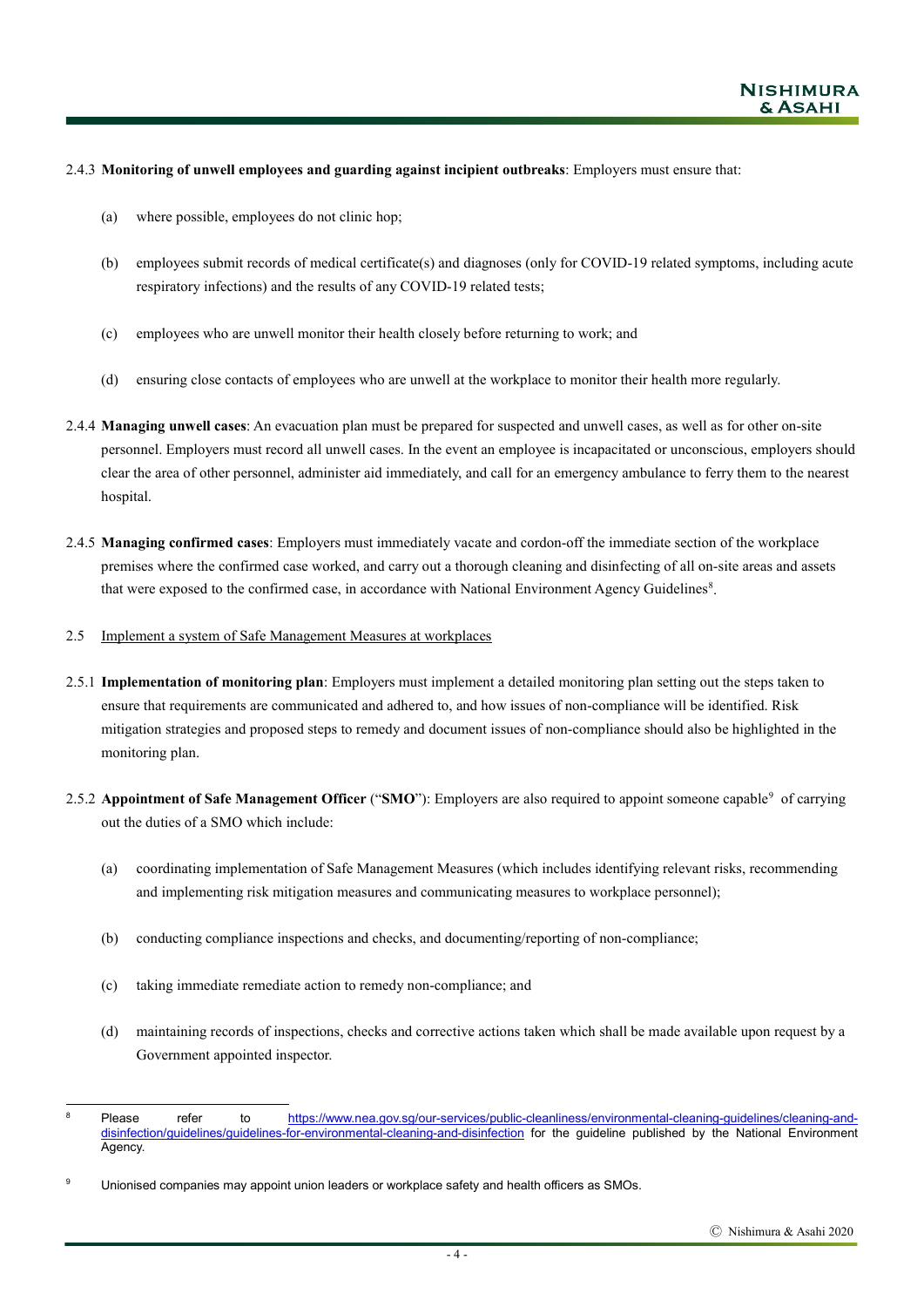2.4.3 **Monitoring of unwell employees and guarding against incipient outbreaks**: Employers must ensure that:

(a) where possible, employees do not clinic hop;

(b) employees submit records of medical certificate(s) and diagnoses (only for COVID-19 related symptoms, including acute respiratory infections) and the results of any COVID-19 related tests;

(c) employees who are unwell monitor their health closely before returning to work; and

(d) ensuring close contacts of employees who are unwell at the workplace to monitor their health more regularly.

2.4.4 **Managing unwell cases**: An evacuation plan must be prepared for suspected and unwell cases, as well as for other on-site personnel. Employers must record all unwell cases. In the event an employee is incapacitated or unconscious, employers should clear the area of other personnel, administer aid immediately, and call for an emergency ambulance to ferry them to the nearest hospital.

2.4.5 **Managing confirmed cases**: Employers must immediately vacate and cordon-off the immediate section of the workplace premises where the confirmed case worked, and carry out a thorough cleaning and disinfecting of all on-site areas and assets that were exposed to the confirmed case, in accordance with National Environment Agency Guidelines[8].

2.5 Implement a system of Safe Management Measures at workplaces

2.5.1 **Implementation of monitoring plan**: Employers must implement a detailed monitoring plan setting out the steps taken to ensure that requirements are communicated and adhered to, and how issues of non-compliance will be identified. Risk mitigation strategies and proposed steps to remedy and document issues of non-compliance should also be highlighted in the monitoring plan.

2.5.2 **Appointment of Safe Management Officer** ("**SMO**"): Employers are also required to appoint someone capable[9] of carrying out the duties of a SMO which include:

(a) coordinating implementation of Safe Management Measures (which includes identifying relevant risks, recommending and implementing risk mitigation measures and communicating measures to workplace personnel);

(b) conducting compliance inspections and checks, and documenting/reporting of non-compliance;

(c) taking immediate remediate action to remedy non-compliance; and

(d) maintaining records of inspections, checks and corrective actions taken which shall be made available upon request by a Government appointed inspector.

---

[8] Please refer to https://www.nea.gov.sg/our-services/public-cleanliness/environmental-cleaning-guidelines/cleaning-and-disinfection/guidelines/guidelines-for-environmental-cleaning-and-disinfection for the guideline published by the National Environment Agency.

[9] Unionised companies may appoint union leaders or workplace safety and health officers as SMOs.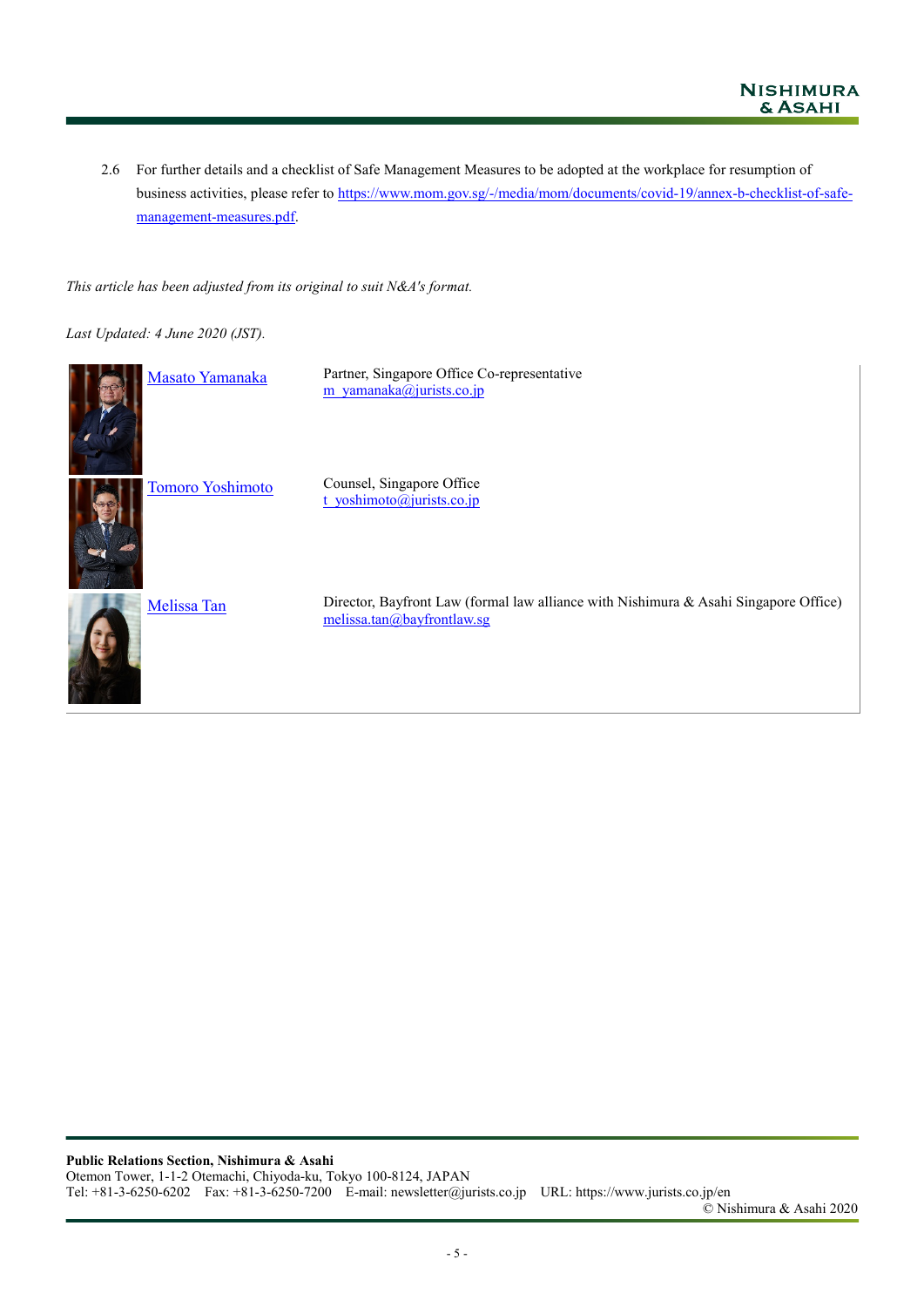2.6 For further details and a checklist of Safe Management Measures to be adopted at the workplace for resumption of business activities, please refer to https://www.mom.gov.sg/-/media/mom/documents/covid-19/annex-b-checklist-of-safe-management-measures.pdf.

*This article has been adjusted from its original to suit N&A's format.*

*Last Updated: 4 June 2020 (JST).*

| | |
|---|---|
| Masato Yamanaka | Partner, Singapore Office Co-representative<br>m_yamanaka@jurists.co.jp |
| Tomoro Yoshimoto | Counsel, Singapore Office<br>t_yoshimoto@jurists.co.jp |
| Melissa Tan | Director, Bayfront Law (formal law alliance with Nishimura & Asahi Singapore Office)<br>melissa.tan@bayfrontlaw.sg |

**Public Relations Section, Nishimura & Asahi**
Otemon Tower, 1-1-2 Otemachi, Chiyoda-ku, Tokyo 100-8124, JAPAN
Tel: +81-3-6250-6202 Fax: +81-3-6250-7200 E-mail: newsletter@jurists.co.jp URL: https://www.jurists.co.jp/en
© Nishimura & Asahi 2020